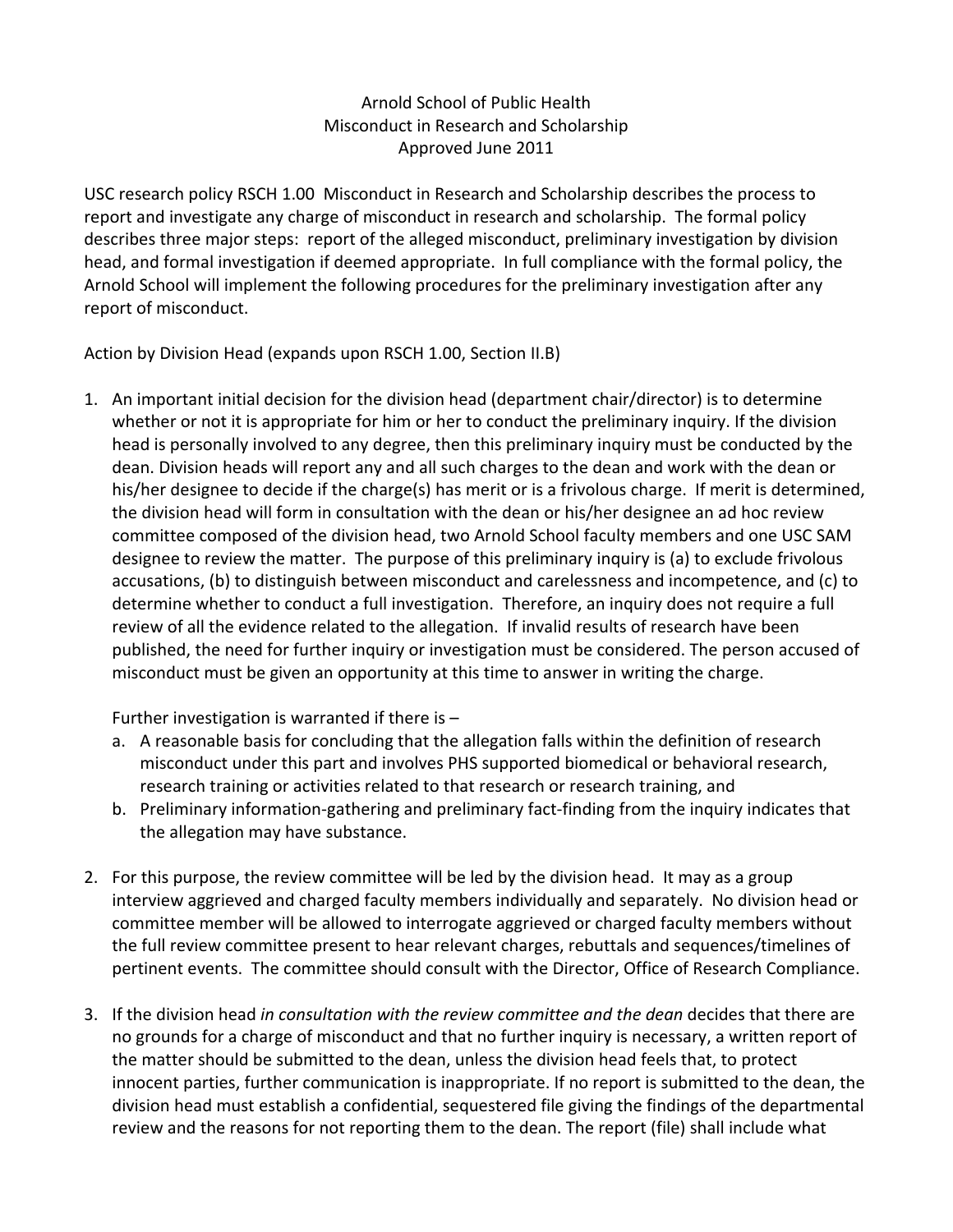# Arnold School of Public Health
## Misconduct in Research and Scholarship
### Approved June 2011

USC research policy RSCH 1.00 Misconduct in Research and Scholarship describes the process to report and investigate any charge of misconduct in research and scholarship. The formal policy describes three major steps: report of the alleged misconduct, preliminary investigation by division head, and formal investigation if deemed appropriate. In full compliance with the formal policy, the Arnold School will implement the following procedures for the preliminary investigation after any report of misconduct.

Action by Division Head (expands upon RSCH 1.00, Section II.B)

1. An important initial decision for the division head (department chair/director) is to determine whether or not it is appropriate for him or her to conduct the preliminary inquiry. If the division head is personally involved to any degree, then this preliminary inquiry must be conducted by the dean. Division heads will report any and all such charges to the dean and work with the dean or his/her designee to decide if the charge(s) has merit or is a frivolous charge. If merit is determined, the division head will form in consultation with the dean or his/her designee an ad hoc review committee composed of the division head, two Arnold School faculty members and one USC SAM designee to review the matter. The purpose of this preliminary inquiry is (a) to exclude frivolous accusations, (b) to distinguish between misconduct and carelessness and incompetence, and (c) to determine whether to conduct a full investigation. Therefore, an inquiry does not require a full review of all the evidence related to the allegation. If invalid results of research have been published, the need for further inquiry or investigation must be considered. The person accused of misconduct must be given an opportunity at this time to answer in writing the charge.

   Further investigation is warranted if there is –

   a. A reasonable basis for concluding that the allegation falls within the definition of research misconduct under this part and involves PHS supported biomedical or behavioral research, research training or activities related to that research or research training, and
   b. Preliminary information-gathering and preliminary fact-finding from the inquiry indicates that the allegation may have substance.

2. For this purpose, the review committee will be led by the division head. It may as a group interview aggrieved and charged faculty members individually and separately. No division head or committee member will be allowed to interrogate aggrieved or charged faculty members without the full review committee present to hear relevant charges, rebuttals and sequences/timelines of pertinent events. The committee should consult with the Director, Office of Research Compliance.

3. If the division head *in consultation with the review committee and the dean* decides that there are no grounds for a charge of misconduct and that no further inquiry is necessary, a written report of the matter should be submitted to the dean, unless the division head feels that, to protect innocent parties, further communication is inappropriate. If no report is submitted to the dean, the division head must establish a confidential, sequestered file giving the findings of the departmental review and the reasons for not reporting them to the dean. The report (file) shall include what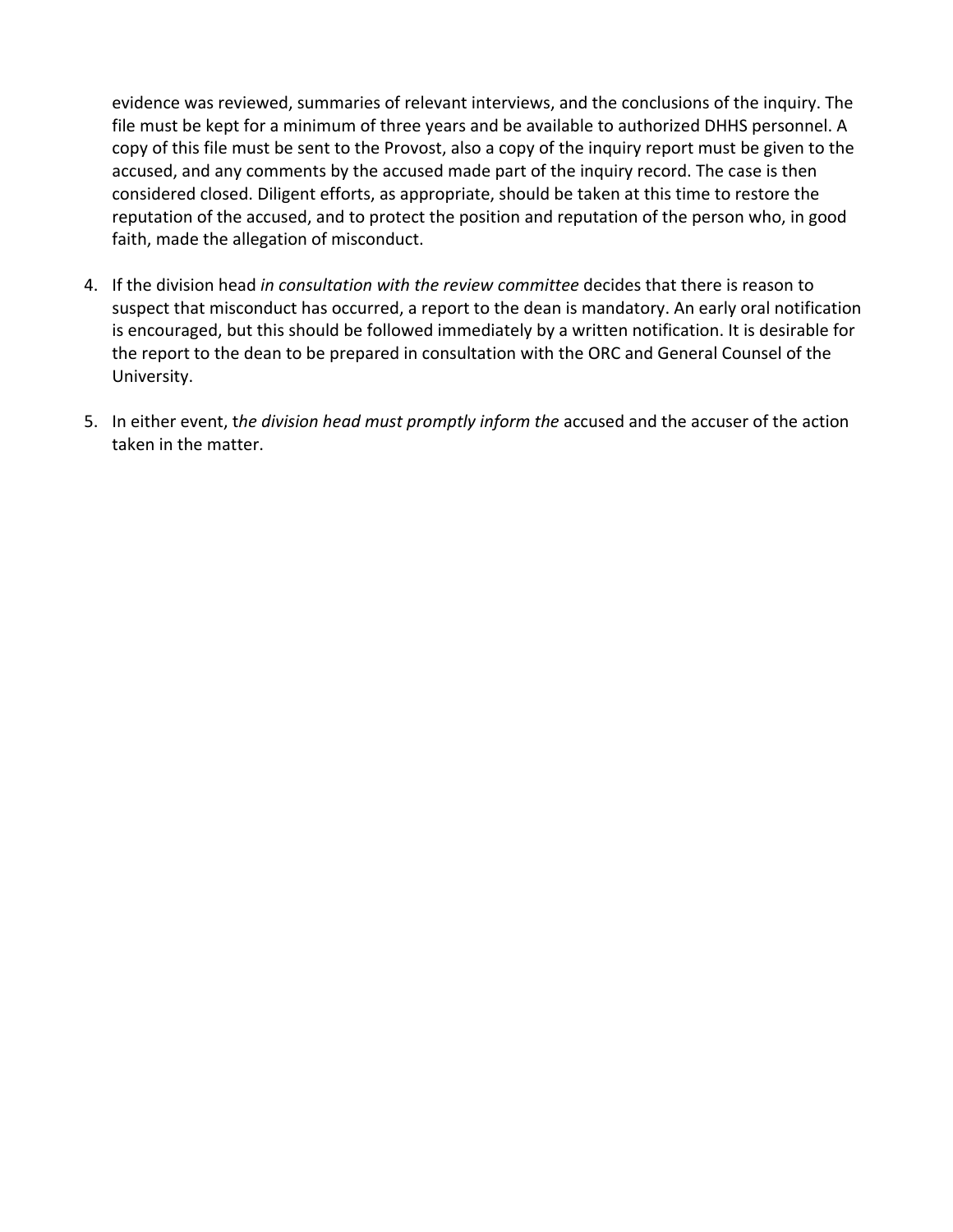evidence was reviewed, summaries of relevant interviews, and the conclusions of the inquiry. The file must be kept for a minimum of three years and be available to authorized DHHS personnel. A copy of this file must be sent to the Provost, also a copy of the inquiry report must be given to the accused, and any comments by the accused made part of the inquiry record. The case is then considered closed. Diligent efforts, as appropriate, should be taken at this time to restore the reputation of the accused, and to protect the position and reputation of the person who, in good faith, made the allegation of misconduct.

4. If the division head *in consultation with the review committee* decides that there is reason to suspect that misconduct has occurred, a report to the dean is mandatory. An early oral notification is encouraged, but this should be followed immediately by a written notification. It is desirable for the report to the dean to be prepared in consultation with the ORC and General Counsel of the University.

5. In either event, t*he division head must promptly inform the* accused and the accuser of the action taken in the matter.